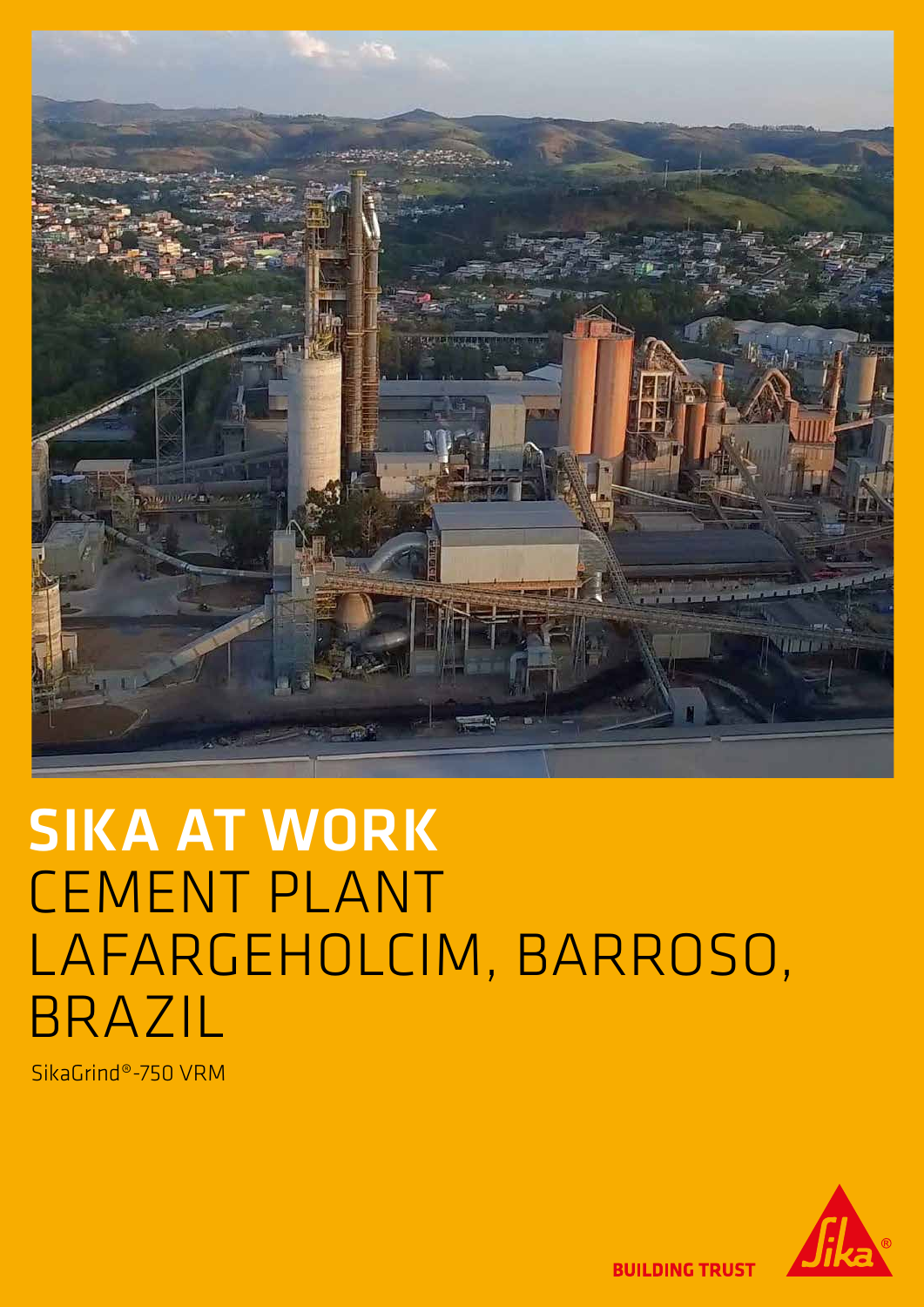# SIKA AT WORK
# CEMENT PLANT LAFARGEHOLCIM, BARROSO, BRAZIL

SikaGrind®-750 VRM

BUILDING TRUST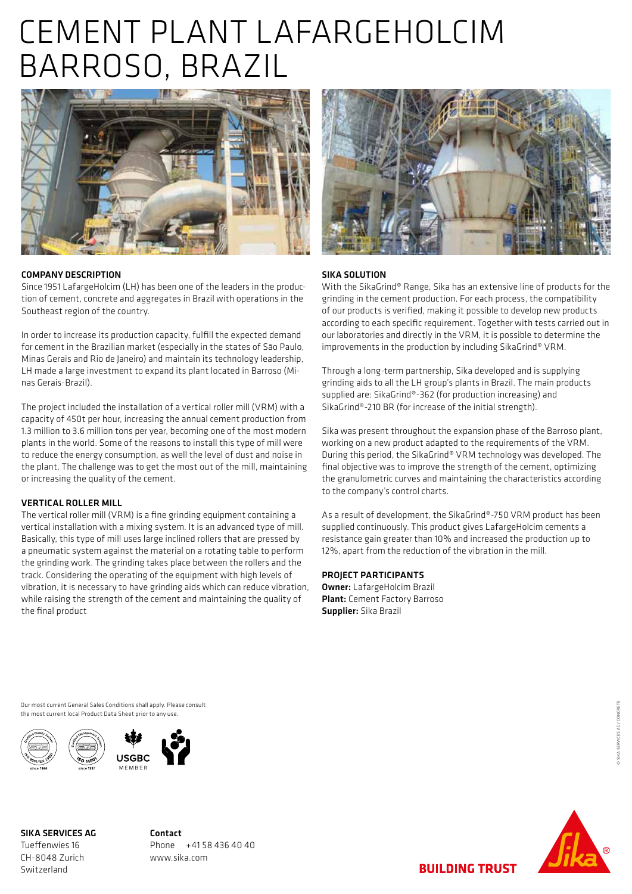# CEMENT PLANT LAFARGEHOLCIM BARROSO, BRAZIL

## COMPANY DESCRIPTION

Since 1951 LafargeHolcim (LH) has been one of the leaders in the production of cement, concrete and aggregates in Brazil with operations in the Southeast region of the country.

In order to increase its production capacity, fulfill the expected demand for cement in the Brazilian market (especially in the states of São Paulo, Minas Gerais and Rio de Janeiro) and maintain its technology leadership, LH made a large investment to expand its plant located in Barroso (Minas Gerais-Brazil).

The project included the installation of a vertical roller mill (VRM) with a capacity of 450t per hour, increasing the annual cement production from 1.3 million to 3.6 million tons per year, becoming one of the most modern plants in the world. Some of the reasons to install this type of mill were to reduce the energy consumption, as well the level of dust and noise in the plant. The challenge was to get the most out of the mill, maintaining or increasing the quality of the cement.

## VERTICAL ROLLER MILL

The vertical roller mill (VRM) is a fine grinding equipment containing a vertical installation with a mixing system. It is an advanced type of mill. Basically, this type of mill uses large inclined rollers that are pressed by a pneumatic system against the material on a rotating table to perform the grinding work. The grinding takes place between the rollers and the track. Considering the operating of the equipment with high levels of vibration, it is necessary to have grinding aids which can reduce vibration, while raising the strength of the cement and maintaining the quality of the final product

## SIKA SOLUTION

With the SikaGrind® Range, Sika has an extensive line of products for the grinding in the cement production. For each process, the compatibility of our products is verified, making it possible to develop new products according to each specific requirement. Together with tests carried out in our laboratories and directly in the VRM, it is possible to determine the improvements in the production by including SikaGrind® VRM.

Through a long-term partnership, Sika developed and is supplying grinding aids to all the LH group's plants in Brazil. The main products supplied are: SikaGrind®-362 (for production increasing) and SikaGrind®-210 BR (for increase of the initial strength).

Sika was present throughout the expansion phase of the Barroso plant, working on a new product adapted to the requirements of the VRM. During this period, the SikaGrind® VRM technology was developed. The final objective was to improve the strength of the cement, optimizing the granulometric curves and maintaining the characteristics according to the company's control charts.

As a result of development, the SikaGrind®-750 VRM product has been supplied continuously. This product gives LafargeHolcim cements a resistance gain greater than 10% and increased the production up to 12%, apart from the reduction of the vibration in the mill.

## PROJECT PARTICIPANTS

**Owner:** LafargeHolcim Brazil
**Plant:** Cement Factory Barroso
**Supplier:** Sika Brazil

Our most current General Sales Conditions shall apply. Please consult the most current local Product Data Sheet prior to any use.

**SIKA SERVICES AG**
Tueffenwies 16
CH-8048 Zurich
Switzerland

**Contact**
Phone +41 58 436 40 40
www.sika.com

**BUILDING TRUST**

© SIKA SERVICES AG / CONCRETE